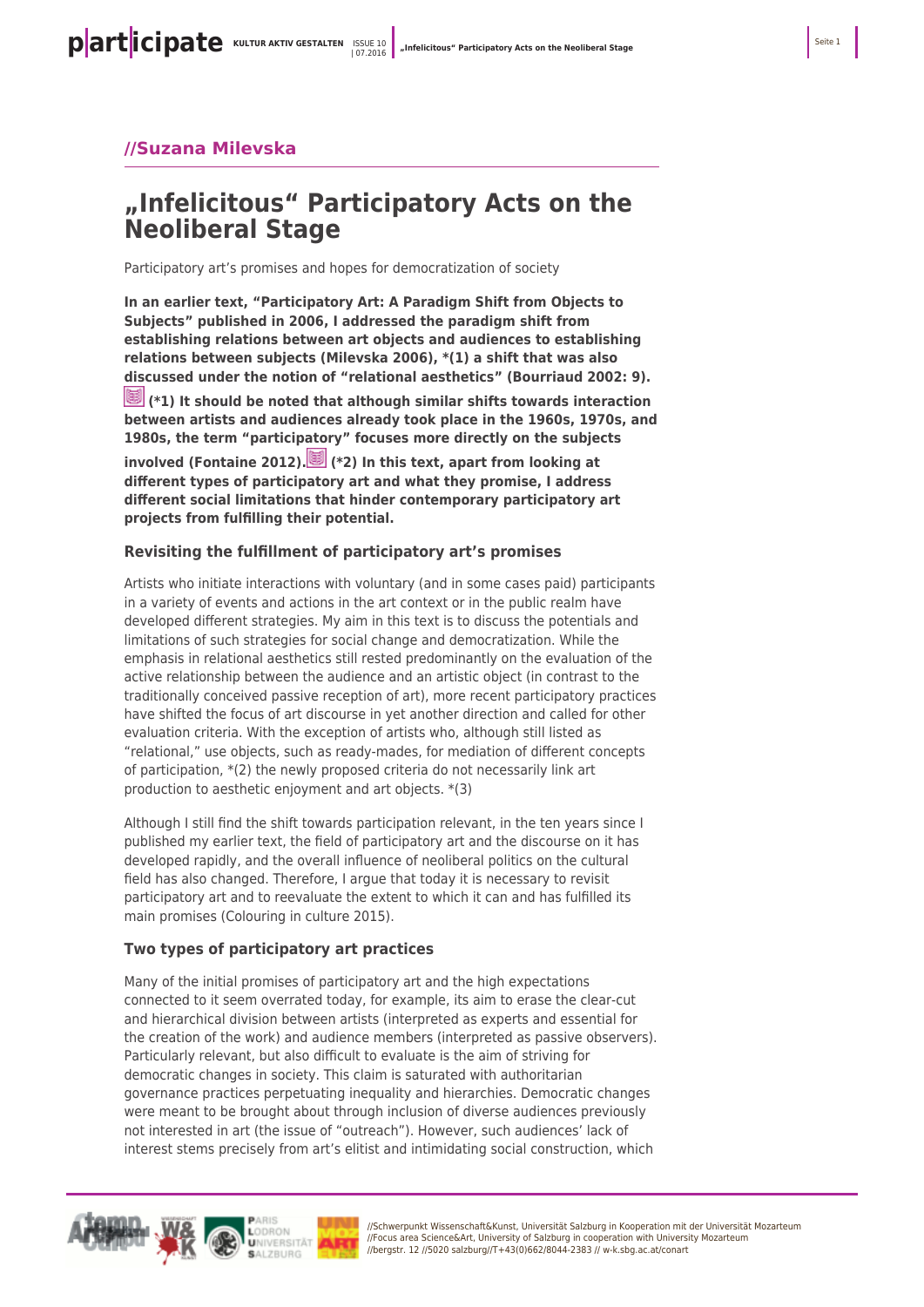## //Suzana Milevska

# „Infelicitous" Participatory Acts on the Neoliberal Stage

Participatory art's promises and hopes for democratization of society

**In an earlier text, "Participatory Art: A Paradigm Shift from Objects to Subjects" published in 2006, I addressed the paradigm shift from establishing relations between art objects and audiences to establishing relations between subjects (Milevska 2006), *(1) a shift that was also discussed under the notion of "relational aesthetics" (Bourriaud 2002: 9). (*1) It should be noted that although similar shifts towards interaction between artists and audiences already took place in the 1960s, 1970s, and 1980s, the term "participatory" focuses more directly on the subjects involved (Fontaine 2012). (*2) In this text, apart from looking at different types of participatory art and what they promise, I address different social limitations that hinder contemporary participatory art projects from fulfilling their potential.**

### Revisiting the fulfillment of participatory art's promises

Artists who initiate interactions with voluntary (and in some cases paid) participants in a variety of events and actions in the art context or in the public realm have developed different strategies. My aim in this text is to discuss the potentials and limitations of such strategies for social change and democratization. While the emphasis in relational aesthetics still rested predominantly on the evaluation of the active relationship between the audience and an artistic object (in contrast to the traditionally conceived passive reception of art), more recent participatory practices have shifted the focus of art discourse in yet another direction and called for other evaluation criteria. With the exception of artists who, although still listed as "relational," use objects, such as ready-mades, for mediation of different concepts of participation, *(2) the newly proposed criteria do not necessarily link art production to aesthetic enjoyment and art objects. *(3)

Although I still find the shift towards participation relevant, in the ten years since I published my earlier text, the field of participatory art and the discourse on it has developed rapidly, and the overall influence of neoliberal politics on the cultural field has also changed. Therefore, I argue that today it is necessary to revisit participatory art and to reevaluate the extent to which it can and has fulfilled its main promises (Colouring in culture 2015).

### Two types of participatory art practices

Many of the initial promises of participatory art and the high expectations connected to it seem overrated today, for example, its aim to erase the clear-cut and hierarchical division between artists (interpreted as experts and essential for the creation of the work) and audience members (interpreted as passive observers). Particularly relevant, but also difficult to evaluate is the aim of striving for democratic changes in society. This claim is saturated with authoritarian governance practices perpetuating inequality and hierarchies. Democratic changes were meant to be brought about through inclusion of diverse audiences previously not interested in art (the issue of "outreach"). However, such audiences' lack of interest stems precisely from art's elitist and intimidating social construction, which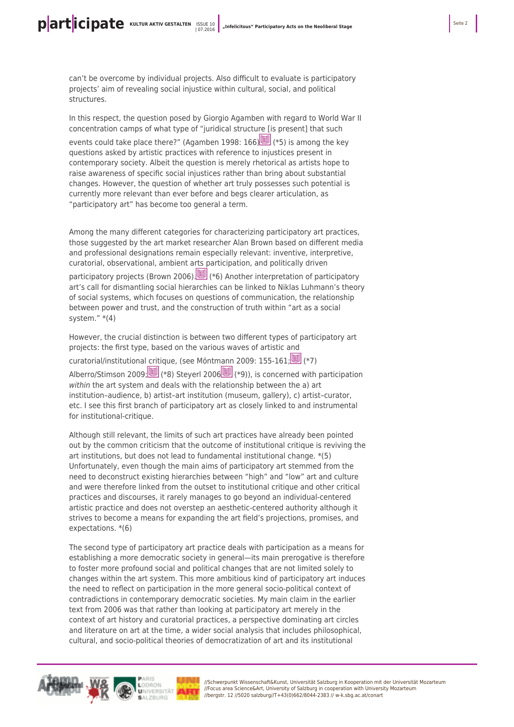can't be overcome by individual projects. Also difficult to evaluate is participatory projects' aim of revealing social injustice within cultural, social, and political structures.

In this respect, the question posed by Giorgio Agamben with regard to World War II concentration camps of what type of "juridical structure [is present] that such events could take place there?" (Agamben 1998: 166) (*5) is among the key questions asked by artistic practices with reference to injustices present in contemporary society. Albeit the question is merely rhetorical as artists hope to raise awareness of specific social injustices rather than bring about substantial changes. However, the question of whether art truly possesses such potential is currently more relevant than ever before and begs clearer articulation, as "participatory art" has become too general a term.

Among the many different categories for characterizing participatory art practices, those suggested by the art market researcher Alan Brown based on different media and professional designations remain especially relevant: inventive, interpretive, curatorial, observational, ambient arts participation, and politically driven participatory projects (Brown 2006). (*6) Another interpretation of participatory art's call for dismantling social hierarchies can be linked to Niklas Luhmann's theory of social systems, which focuses on questions of communication, the relationship between power and trust, and the construction of truth within "art as a social system." *(4)

However, the crucial distinction is between two different types of participatory art projects: the first type, based on the various waves of artistic and curatorial/institutional critique, (see Möntmann 2009: 155-161; (*7) Alberro/Stimson 2009; (*8) Steyerl 2006 (*9)), is concerned with participation *within* the art system and deals with the relationship between the a) art institution–audience, b) artist–art institution (museum, gallery), c) artist–curator, etc. I see this first branch of participatory art as closely linked to and instrumental for institutional-critique.

Although still relevant, the limits of such art practices have already been pointed out by the common criticism that the outcome of institutional critique is reviving the art institutions, but does not lead to fundamental institutional change. *(5) Unfortunately, even though the main aims of participatory art stemmed from the need to deconstruct existing hierarchies between "high" and "low" art and culture and were therefore linked from the outset to institutional critique and other critical practices and discourses, it rarely manages to go beyond an individual-centered artistic practice and does not overstep an aesthetic-centered authority although it strives to become a means for expanding the art field's projections, promises, and expectations. *(6)

The second type of participatory art practice deals with participation as a means for establishing a more democratic society in general—its main prerogative is therefore to foster more profound social and political changes that are not limited solely to changes within the art system. This more ambitious kind of participatory art induces the need to reflect on participation in the more general socio-political context of contradictions in contemporary democratic societies. My main claim in the earlier text from 2006 was that rather than looking at participatory art merely in the context of art history and curatorial practices, a perspective dominating art circles and literature on art at the time, a wider social analysis that includes philosophical, cultural, and socio-political theories of democratization of art and its institutional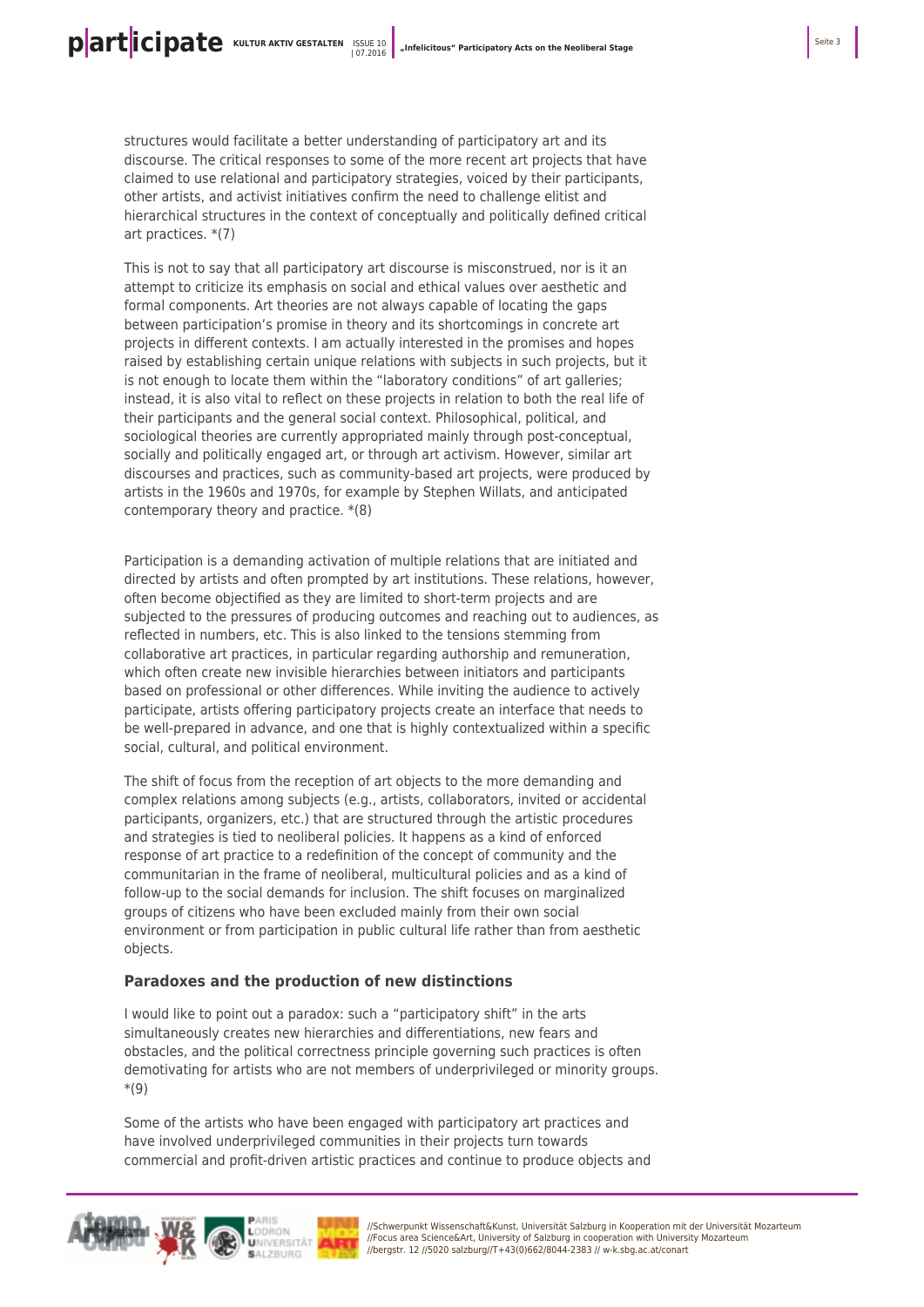structures would facilitate a better understanding of participatory art and its discourse. The critical responses to some of the more recent art projects that have claimed to use relational and participatory strategies, voiced by their participants, other artists, and activist initiatives confirm the need to challenge elitist and hierarchical structures in the context of conceptually and politically defined critical art practices. *(7)

This is not to say that all participatory art discourse is misconstrued, nor is it an attempt to criticize its emphasis on social and ethical values over aesthetic and formal components. Art theories are not always capable of locating the gaps between participation's promise in theory and its shortcomings in concrete art projects in different contexts. I am actually interested in the promises and hopes raised by establishing certain unique relations with subjects in such projects, but it is not enough to locate them within the "laboratory conditions" of art galleries; instead, it is also vital to reflect on these projects in relation to both the real life of their participants and the general social context. Philosophical, political, and sociological theories are currently appropriated mainly through post-conceptual, socially and politically engaged art, or through art activism. However, similar art discourses and practices, such as community-based art projects, were produced by artists in the 1960s and 1970s, for example by Stephen Willats, and anticipated contemporary theory and practice. *(8)

Participation is a demanding activation of multiple relations that are initiated and directed by artists and often prompted by art institutions. These relations, however, often become objectified as they are limited to short-term projects and are subjected to the pressures of producing outcomes and reaching out to audiences, as reflected in numbers, etc. This is also linked to the tensions stemming from collaborative art practices, in particular regarding authorship and remuneration, which often create new invisible hierarchies between initiators and participants based on professional or other differences. While inviting the audience to actively participate, artists offering participatory projects create an interface that needs to be well-prepared in advance, and one that is highly contextualized within a specific social, cultural, and political environment.

The shift of focus from the reception of art objects to the more demanding and complex relations among subjects (e.g., artists, collaborators, invited or accidental participants, organizers, etc.) that are structured through the artistic procedures and strategies is tied to neoliberal policies. It happens as a kind of enforced response of art practice to a redefinition of the concept of community and the communitarian in the frame of neoliberal, multicultural policies and as a kind of follow-up to the social demands for inclusion. The shift focuses on marginalized groups of citizens who have been excluded mainly from their own social environment or from participation in public cultural life rather than from aesthetic objects.

### Paradoxes and the production of new distinctions

I would like to point out a paradox: such a "participatory shift" in the arts simultaneously creates new hierarchies and differentiations, new fears and obstacles, and the political correctness principle governing such practices is often demotivating for artists who are not members of underprivileged or minority groups. *(9)

Some of the artists who have been engaged with participatory art practices and have involved underprivileged communities in their projects turn towards commercial and profit-driven artistic practices and continue to produce objects and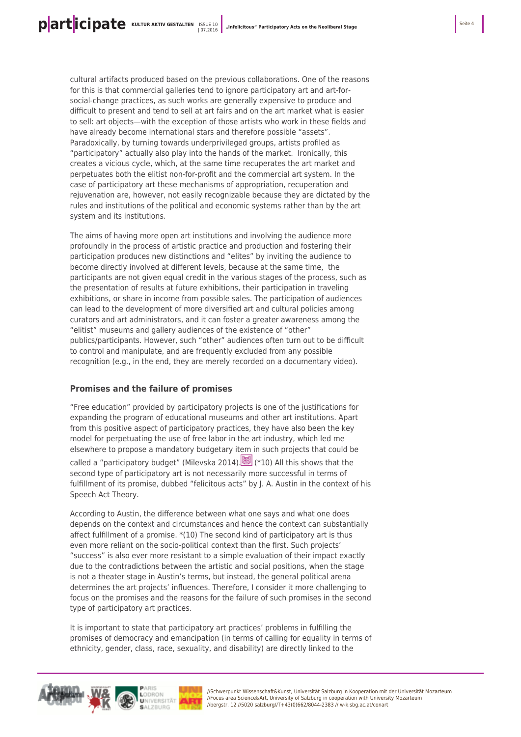cultural artifacts produced based on the previous collaborations. One of the reasons for this is that commercial galleries tend to ignore participatory art and art-for-social-change practices, as such works are generally expensive to produce and difficult to present and tend to sell at art fairs and on the art market what is easier to sell: art objects—with the exception of those artists who work in these fields and have already become international stars and therefore possible "assets". Paradoxically, by turning towards underprivileged groups, artists profiled as "participatory" actually also play into the hands of the market. Ironically, this creates a vicious cycle, which, at the same time recuperates the art market and perpetuates both the elitist non-for-profit and the commercial art system. In the case of participatory art these mechanisms of appropriation, recuperation and rejuvenation are, however, not easily recognizable because they are dictated by the rules and institutions of the political and economic systems rather than by the art system and its institutions.

The aims of having more open art institutions and involving the audience more profoundly in the process of artistic practice and production and fostering their participation produces new distinctions and "elites" by inviting the audience to become directly involved at different levels, because at the same time, the participants are not given equal credit in the various stages of the process, such as the presentation of results at future exhibitions, their participation in traveling exhibitions, or share in income from possible sales. The participation of audiences can lead to the development of more diversified art and cultural policies among curators and art administrators, and it can foster a greater awareness among the "elitist" museums and gallery audiences of the existence of "other" publics/participants. However, such "other" audiences often turn out to be difficult to control and manipulate, and are frequently excluded from any possible recognition (e.g., in the end, they are merely recorded on a documentary video).

### Promises and the failure of promises

"Free education" provided by participatory projects is one of the justifications for expanding the program of educational museums and other art institutions. Apart from this positive aspect of participatory practices, they have also been the key model for perpetuating the use of free labor in the art industry, which led me elsewhere to propose a mandatory budgetary item in such projects that could be called a "participatory budget" (Milevska 2014). (*10) All this shows that the second type of participatory art is not necessarily more successful in terms of fulfillment of its promise, dubbed "felicitous acts" by J. A. Austin in the context of his Speech Act Theory.

According to Austin, the difference between what one says and what one does depends on the context and circumstances and hence the context can substantially affect fulfillment of a promise. *(10) The second kind of participatory art is thus even more reliant on the socio-political context than the first. Such projects' "success" is also ever more resistant to a simple evaluation of their impact exactly due to the contradictions between the artistic and social positions, when the stage is not a theater stage in Austin's terms, but instead, the general political arena determines the art projects' influences. Therefore, I consider it more challenging to focus on the promises and the reasons for the failure of such promises in the second type of participatory art practices.

It is important to state that participatory art practices' problems in fulfilling the promises of democracy and emancipation (in terms of calling for equality in terms of ethnicity, gender, class, race, sexuality, and disability) are directly linked to the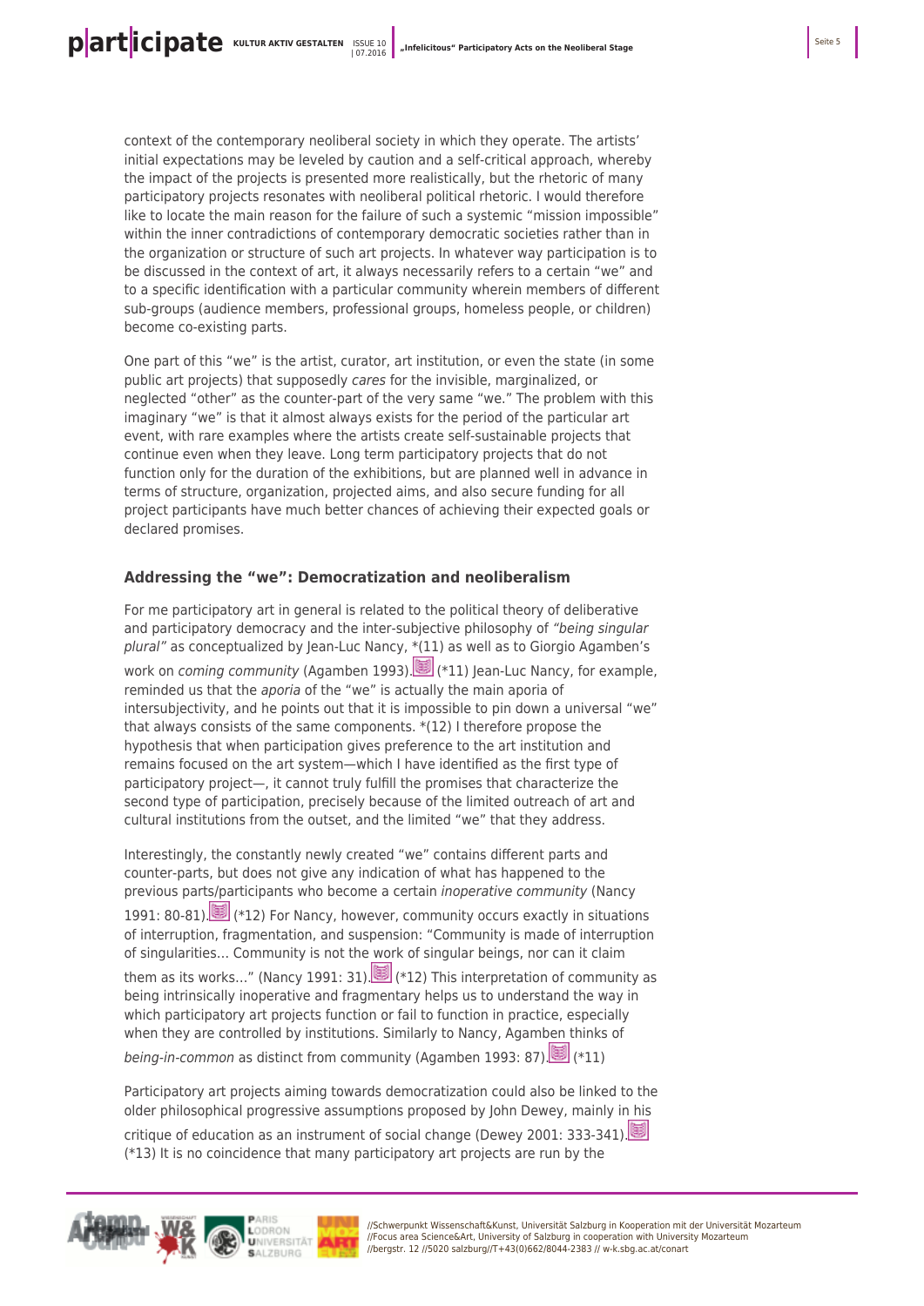context of the contemporary neoliberal society in which they operate. The artists' initial expectations may be leveled by caution and a self-critical approach, whereby the impact of the projects is presented more realistically, but the rhetoric of many participatory projects resonates with neoliberal political rhetoric. I would therefore like to locate the main reason for the failure of such a systemic "mission impossible" within the inner contradictions of contemporary democratic societies rather than in the organization or structure of such art projects. In whatever way participation is to be discussed in the context of art, it always necessarily refers to a certain "we" and to a specific identification with a particular community wherein members of different sub-groups (audience members, professional groups, homeless people, or children) become co-existing parts.

One part of this "we" is the artist, curator, art institution, or even the state (in some public art projects) that supposedly *cares* for the invisible, marginalized, or neglected "other" as the counter-part of the very same "we." The problem with this imaginary "we" is that it almost always exists for the period of the particular art event, with rare examples where the artists create self-sustainable projects that continue even when they leave. Long term participatory projects that do not function only for the duration of the exhibitions, but are planned well in advance in terms of structure, organization, projected aims, and also secure funding for all project participants have much better chances of achieving their expected goals or declared promises.

### Addressing the "we": Democratization and neoliberalism

For me participatory art in general is related to the political theory of deliberative and participatory democracy and the inter-subjective philosophy of *"being singular plural"* as conceptualized by Jean-Luc Nancy, *(11) as well as to Giorgio Agamben's work on *coming community* (Agamben 1993). (*11) Jean-Luc Nancy, for example, reminded us that the *aporia* of the "we" is actually the main aporia of intersubjectivity, and he points out that it is impossible to pin down a universal "we" that always consists of the same components. *(12) I therefore propose the hypothesis that when participation gives preference to the art institution and remains focused on the art system—which I have identified as the first type of participatory project—, it cannot truly fulfill the promises that characterize the second type of participation, precisely because of the limited outreach of art and cultural institutions from the outset, and the limited "we" that they address.

Interestingly, the constantly newly created "we" contains different parts and counter-parts, but does not give any indication of what has happened to the previous parts/participants who become a certain *inoperative community* (Nancy 1991: 80-81). (*12) For Nancy, however, community occurs exactly in situations of interruption, fragmentation, and suspension: "Community is made of interruption of singularities… Community is not the work of singular beings, nor can it claim them as its works…" (Nancy 1991: 31). (*12) This interpretation of community as being intrinsically inoperative and fragmentary helps us to understand the way in which participatory art projects function or fail to function in practice, especially when they are controlled by institutions. Similarly to Nancy, Agamben thinks of *being-in-common* as distinct from community (Agamben 1993: 87). (*11)

Participatory art projects aiming towards democratization could also be linked to the older philosophical progressive assumptions proposed by John Dewey, mainly in his critique of education as an instrument of social change (Dewey 2001: 333-341). (*13) It is no coincidence that many participatory art projects are run by the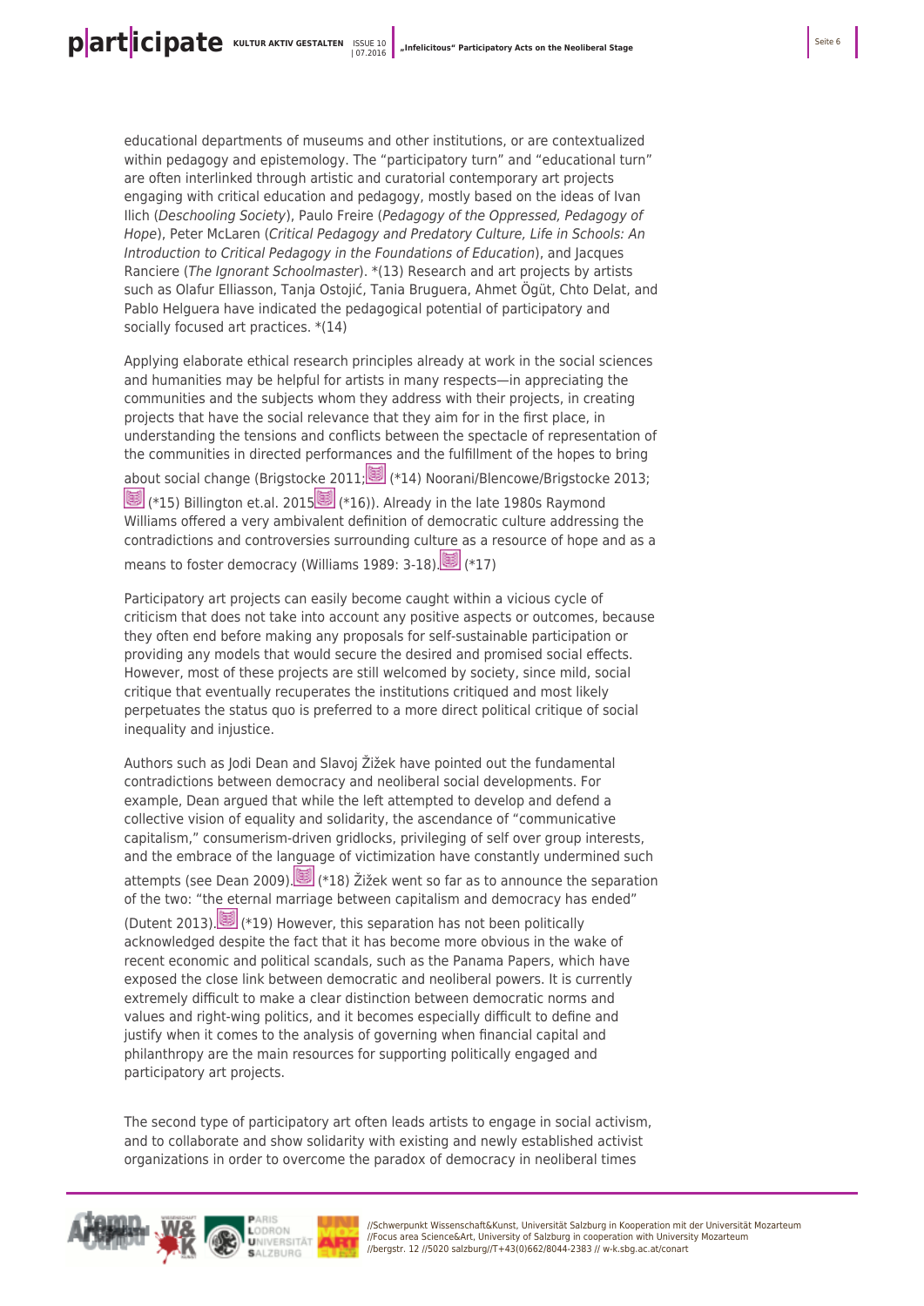educational departments of museums and other institutions, or are contextualized within pedagogy and epistemology. The "participatory turn" and "educational turn" are often interlinked through artistic and curatorial contemporary art projects engaging with critical education and pedagogy, mostly based on the ideas of Ivan Ilich (*Deschooling Society*), Paulo Freire (*Pedagogy of the Oppressed, Pedagogy of Hope*), Peter McLaren (*Critical Pedagogy and Predatory Culture, Life in Schools: An Introduction to Critical Pedagogy in the Foundations of Education*), and Jacques Ranciere (*The Ignorant Schoolmaster*). *(13) Research and art projects by artists such as Olafur Elliasson, Tanja Ostojić, Tania Bruguera, Ahmet Ögüt, Chto Delat, and Pablo Helguera have indicated the pedagogical potential of participatory and socially focused art practices. *(14)

Applying elaborate ethical research principles already at work in the social sciences and humanities may be helpful for artists in many respects—in appreciating the communities and the subjects whom they address with their projects, in creating projects that have the social relevance that they aim for in the first place, in understanding the tensions and conflicts between the spectacle of representation of the communities in directed performances and the fulfillment of the hopes to bring about social change (Brigstocke 2011; (*14) Noorani/Blencowe/Brigstocke 2013; (*15) Billington et.al. 2015 (*16)). Already in the late 1980s Raymond Williams offered a very ambivalent definition of democratic culture addressing the contradictions and controversies surrounding culture as a resource of hope and as a means to foster democracy (Williams 1989: 3-18). (*17)

Participatory art projects can easily become caught within a vicious cycle of criticism that does not take into account any positive aspects or outcomes, because they often end before making any proposals for self-sustainable participation or providing any models that would secure the desired and promised social effects. However, most of these projects are still welcomed by society, since mild, social critique that eventually recuperates the institutions critiqued and most likely perpetuates the status quo is preferred to a more direct political critique of social inequality and injustice.

Authors such as Jodi Dean and Slavoj Žižek have pointed out the fundamental contradictions between democracy and neoliberal social developments. For example, Dean argued that while the left attempted to develop and defend a collective vision of equality and solidarity, the ascendance of "communicative capitalism," consumerism-driven gridlocks, privileging of self over group interests, and the embrace of the language of victimization have constantly undermined such attempts (see Dean 2009). (*18) Žižek went so far as to announce the separation of the two: "the eternal marriage between capitalism and democracy has ended" (Dutent 2013). (*19) However, this separation has not been politically acknowledged despite the fact that it has become more obvious in the wake of recent economic and political scandals, such as the Panama Papers, which have exposed the close link between democratic and neoliberal powers. It is currently extremely difficult to make a clear distinction between democratic norms and values and right-wing politics, and it becomes especially difficult to define and justify when it comes to the analysis of governing when financial capital and philanthropy are the main resources for supporting politically engaged and participatory art projects.

The second type of participatory art often leads artists to engage in social activism, and to collaborate and show solidarity with existing and newly established activist organizations in order to overcome the paradox of democracy in neoliberal times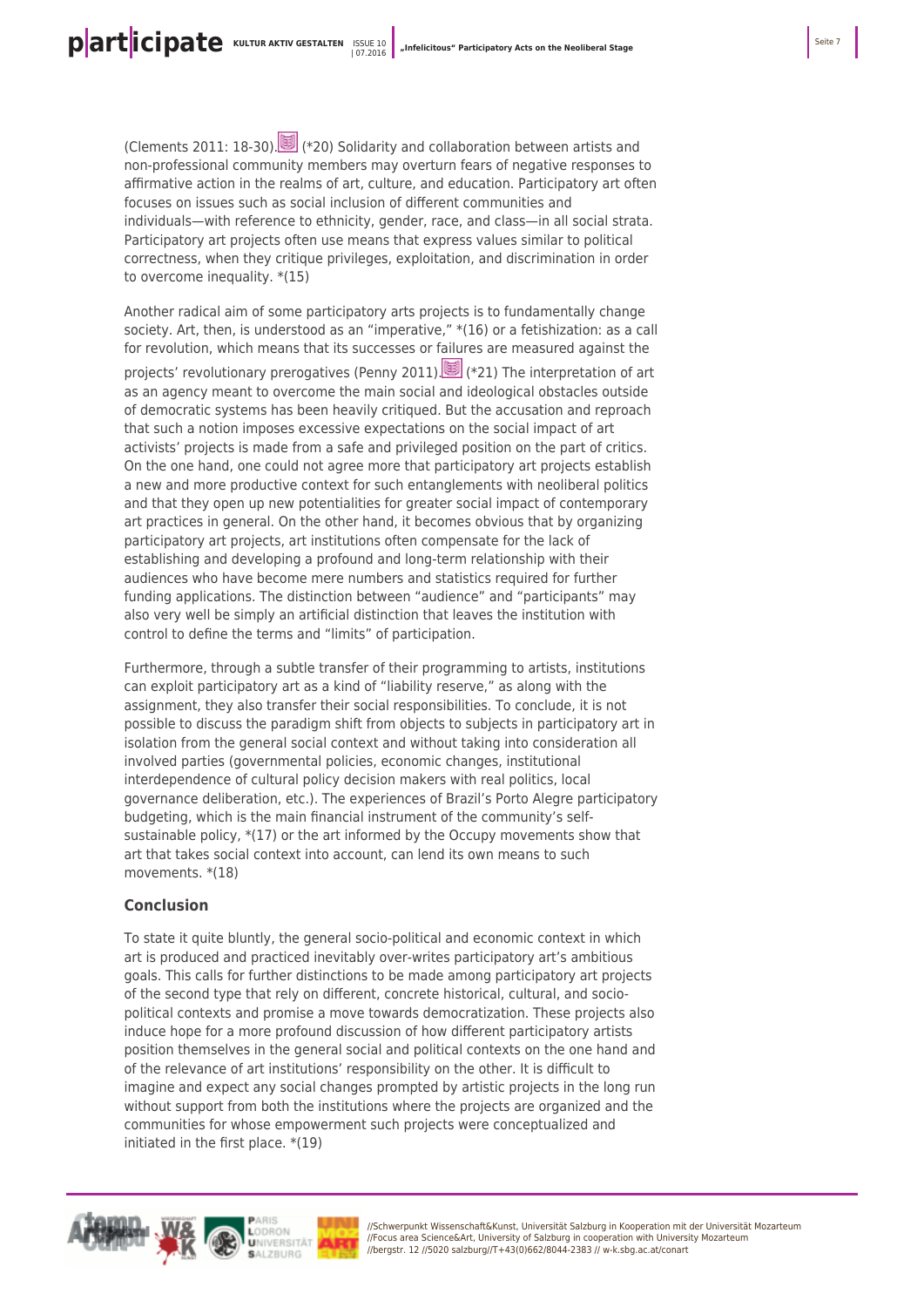(Clements 2011: 18-30). (*20) Solidarity and collaboration between artists and non-professional community members may overturn fears of negative responses to affirmative action in the realms of art, culture, and education. Participatory art often focuses on issues such as social inclusion of different communities and individuals—with reference to ethnicity, gender, race, and class—in all social strata. Participatory art projects often use means that express values similar to political correctness, when they critique privileges, exploitation, and discrimination in order to overcome inequality. *(15)

Another radical aim of some participatory arts projects is to fundamentally change society. Art, then, is understood as an "imperative," *(16) or a fetishization: as a call for revolution, which means that its successes or failures are measured against the projects' revolutionary prerogatives (Penny 2011). (*21) The interpretation of art as an agency meant to overcome the main social and ideological obstacles outside of democratic systems has been heavily critiqued. But the accusation and reproach that such a notion imposes excessive expectations on the social impact of art activists' projects is made from a safe and privileged position on the part of critics. On the one hand, one could not agree more that participatory art projects establish a new and more productive context for such entanglements with neoliberal politics and that they open up new potentialities for greater social impact of contemporary art practices in general. On the other hand, it becomes obvious that by organizing participatory art projects, art institutions often compensate for the lack of establishing and developing a profound and long-term relationship with their audiences who have become mere numbers and statistics required for further funding applications. The distinction between "audience" and "participants" may also very well be simply an artificial distinction that leaves the institution with control to define the terms and "limits" of participation.

Furthermore, through a subtle transfer of their programming to artists, institutions can exploit participatory art as a kind of "liability reserve," as along with the assignment, they also transfer their social responsibilities. To conclude, it is not possible to discuss the paradigm shift from objects to subjects in participatory art in isolation from the general social context and without taking into consideration all involved parties (governmental policies, economic changes, institutional interdependence of cultural policy decision makers with real politics, local governance deliberation, etc.). The experiences of Brazil's Porto Alegre participatory budgeting, which is the main financial instrument of the community's self-sustainable policy, *(17) or the art informed by the Occupy movements show that art that takes social context into account, can lend its own means to such movements. *(18)

### Conclusion

To state it quite bluntly, the general socio-political and economic context in which art is produced and practiced inevitably over-writes participatory art's ambitious goals. This calls for further distinctions to be made among participatory art projects of the second type that rely on different, concrete historical, cultural, and socio-political contexts and promise a move towards democratization. These projects also induce hope for a more profound discussion of how different participatory artists position themselves in the general social and political contexts on the one hand and of the relevance of art institutions' responsibility on the other. It is difficult to imagine and expect any social changes prompted by artistic projects in the long run without support from both the institutions where the projects are organized and the communities for whose empowerment such projects were conceptualized and initiated in the first place. *(19)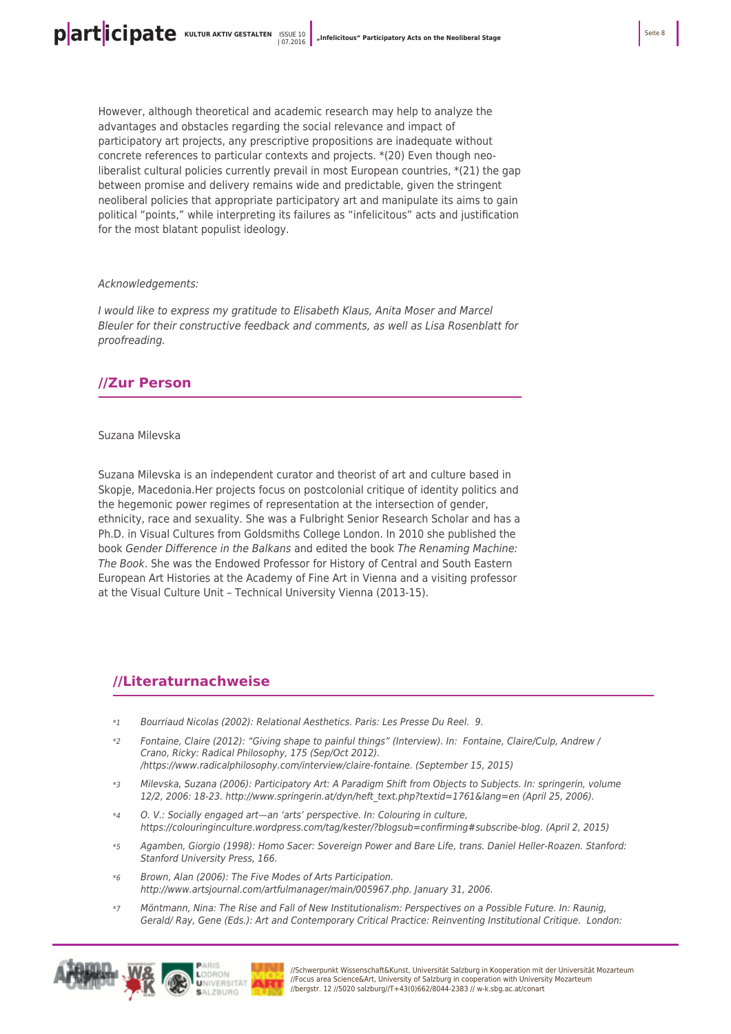However, although theoretical and academic research may help to analyze the advantages and obstacles regarding the social relevance and impact of participatory art projects, any prescriptive propositions are inadequate without concrete references to particular contexts and projects. *(20) Even though neo-liberalist cultural policies currently prevail in most European countries, *(21) the gap between promise and delivery remains wide and predictable, given the stringent neoliberal policies that appropriate participatory art and manipulate its aims to gain political "points," while interpreting its failures as "infelicitous" acts and justification for the most blatant populist ideology.

*Acknowledgements:*

*I would like to express my gratitude to Elisabeth Klaus, Anita Moser and Marcel Bleuler for their constructive feedback and comments, as well as Lisa Rosenblatt for proofreading.*

## //Zur Person

Suzana Milevska

Suzana Milevska is an independent curator and theorist of art and culture based in Skopje, Macedonia.Her projects focus on postcolonial critique of identity politics and the hegemonic power regimes of representation at the intersection of gender, ethnicity, race and sexuality. She was a Fulbright Senior Research Scholar and has a Ph.D. in Visual Cultures from Goldsmiths College London. In 2010 she published the book *Gender Difference in the Balkans* and edited the book *The Renaming Machine: The Book*. She was the Endowed Professor for History of Central and South Eastern European Art Histories at the Academy of Fine Art in Vienna and a visiting professor at the Visual Culture Unit – Technical University Vienna (2013-15).

## //Literaturnachweise

*1 *Bourriaud Nicolas (2002): Relational Aesthetics. Paris: Les Presse Du Reel. 9.*

*2 *Fontaine, Claire (2012): "Giving shape to painful things" (Interview). In: Fontaine, Claire/Culp, Andrew / Crano, Ricky: Radical Philosophy, 175 (Sep/Oct 2012). /https://www.radicalphilosophy.com/interview/claire-fontaine. (September 15, 2015)*

*3 *Milevska, Suzana (2006): Participatory Art: A Paradigm Shift from Objects to Subjects. In: springerin, volume 12/2, 2006: 18-23. http://www.springerin.at/dyn/heft_text.php?textid=1761&lang=en (April 25, 2006).*

*4 *O. V.: Socially engaged art—an 'arts' perspective. In: Colouring in culture, https://colouringinculture.wordpress.com/tag/kester/?blogsub=confirming#subscribe-blog. (April 2, 2015)*

*5 *Agamben, Giorgio (1998): Homo Sacer: Sovereign Power and Bare Life, trans. Daniel Heller-Roazen. Stanford: Stanford University Press, 166.*

*6 *Brown, Alan (2006): The Five Modes of Arts Participation. http://www.artsjournal.com/artfulmanager/main/005967.php. January 31, 2006.*

*7 *Möntmann, Nina: The Rise and Fall of New Institutionalism: Perspectives on a Possible Future. In: Raunig, Gerald/ Ray, Gene (Eds.): Art and Contemporary Critical Practice: Reinventing Institutional Critique. London:*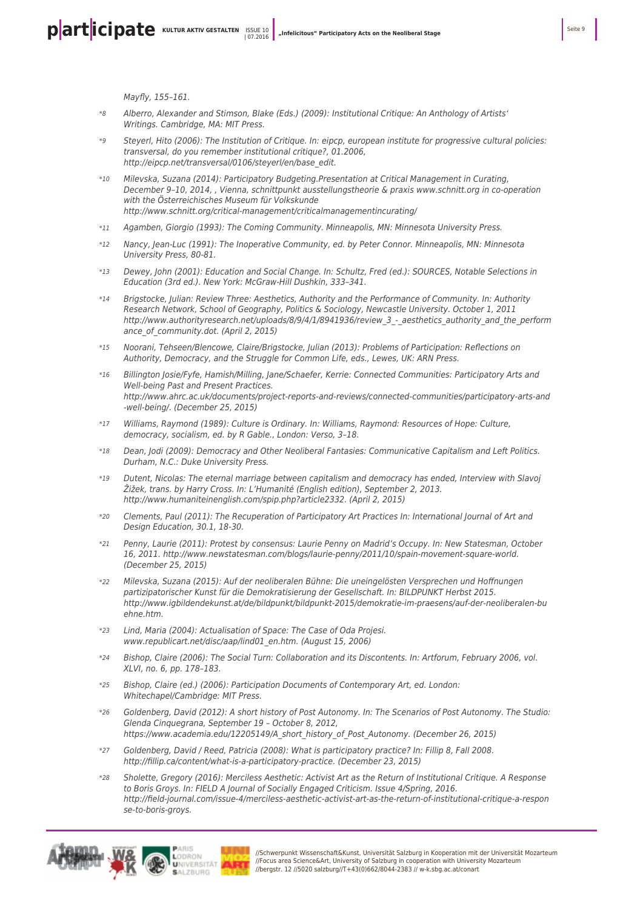*Mayfly, 155–161.*

*8 *Alberro, Alexander and Stimson, Blake (Eds.) (2009): Institutional Critique: An Anthology of Artists' Writings. Cambridge, MA: MIT Press.*

*9 *Steyerl, Hito (2006): The Institution of Critique. In: eipcp, european institute for progressive cultural policies: transversal, do you remember institutional critique?, 01.2006, http://eipcp.net/transversal/0106/steyerl/en/base_edit.*

*10 *Milevska, Suzana (2014): Participatory Budgeting.Presentation at Critical Management in Curating, December 9–10, 2014, , Vienna, schnittpunkt ausstellungstheorie & praxis www.schnitt.org in co-operation with the Österreichisches Museum für Volkskunde http://www.schnitt.org/critical-management/criticalmanagementincurating/*

*11 *Agamben, Giorgio (1993): The Coming Community. Minneapolis, MN: Minnesota University Press.*

*12 *Nancy, Jean-Luc (1991): The Inoperative Community, ed. by Peter Connor. Minneapolis, MN: Minnesota University Press, 80-81.*

*13 *Dewey, John (2001): Education and Social Change. In: Schultz, Fred (ed.): SOURCES, Notable Selections in Education (3rd ed.). New York: McGraw-Hill Dushkin, 333–341.*

*14 *Brigstocke, Julian: Review Three: Aesthetics, Authority and the Performance of Community. In: Authority Research Network, School of Geography, Politics & Sociology, Newcastle University. October 1, 2011 http://www.authorityresearch.net/uploads/8/9/4/1/8941936/review_3_-_aesthetics_authority_and_the_performance_of_community.dot. (April 2, 2015)*

*15 *Noorani, Tehseen/Blencowe, Claire/Brigstocke, Julian (2013): Problems of Participation: Reflections on Authority, Democracy, and the Struggle for Common Life, eds., Lewes, UK: ARN Press.*

*16 *Billington Josie/Fyfe, Hamish/Milling, Jane/Schaefer, Kerrie: Connected Communities: Participatory Arts and Well-being Past and Present Practices. http://www.ahrc.ac.uk/documents/project-reports-and-reviews/connected-communities/participatory-arts-and-well-being/. (December 25, 2015)*

*17 *Williams, Raymond (1989): Culture is Ordinary. In: Williams, Raymond: Resources of Hope: Culture, democracy, socialism, ed. by R Gable., London: Verso, 3–18.*

*18 *Dean, Jodi (2009): Democracy and Other Neoliberal Fantasies: Communicative Capitalism and Left Politics. Durham, N.C.: Duke University Press.*

*19 *Dutent, Nicolas: The eternal marriage between capitalism and democracy has ended, Interview with Slavoj Žižek, trans. by Harry Cross. In: L'Humanité (English edition), September 2, 2013. http://www.humaniteinenglish.com/spip.php?article2332. (April 2, 2015)*

*20 *Clements, Paul (2011): The Recuperation of Participatory Art Practices In: International Journal of Art and Design Education, 30.1, 18-30.*

*21 *Penny, Laurie (2011): Protest by consensus: Laurie Penny on Madrid's Occupy. In: New Statesman, October 16, 2011. http://www.newstatesman.com/blogs/laurie-penny/2011/10/spain-movement-square-world. (December 25, 2015)*

*22 *Milevska, Suzana (2015): Auf der neoliberalen Bühne: Die uneingelösten Versprechen und Hoffnungen partizipatorischer Kunst für die Demokratisierung der Gesellschaft. In: BILDPUNKT Herbst 2015. http://www.igbildendekunst.at/de/bildpunkt/bildpunkt-2015/demokratie-im-praesens/auf-der-neoliberalen-buehne.htm.*

*23 *Lind, Maria (2004): Actualisation of Space: The Case of Oda Projesi. www.republicart.net/disc/aap/lind01_en.htm. (August 15, 2006)*

*24 *Bishop, Claire (2006): The Social Turn: Collaboration and its Discontents. In: Artforum, February 2006, vol. XLVI, no. 6, pp. 178–183.*

*25 *Bishop, Claire (ed.) (2006): Participation Documents of Contemporary Art, ed. London: Whitechapel/Cambridge: MIT Press.*

*26 *Goldenberg, David (2012): A short history of Post Autonomy. In: The Scenarios of Post Autonomy. The Studio: Glenda Cinquegrana, September 19 – October 8, 2012, https://www.academia.edu/12205149/A_short_history_of_Post_Autonomy. (December 26, 2015)*

*27 *Goldenberg, David / Reed, Patricia (2008): What is participatory practice? In: Fillip 8, Fall 2008. http://fillip.ca/content/what-is-a-participatory-practice. (December 23, 2015)*

*28 *Sholette, Gregory (2016): Merciless Aesthetic: Activist Art as the Return of Institutional Critique. A Response to Boris Groys. In: FIELD A Journal of Socially Engaged Criticism. Issue 4/Spring, 2016. http://field-journal.com/issue-4/merciless-aesthetic-activist-art-as-the-return-of-institutional-critique-a-response-to-boris-groys.*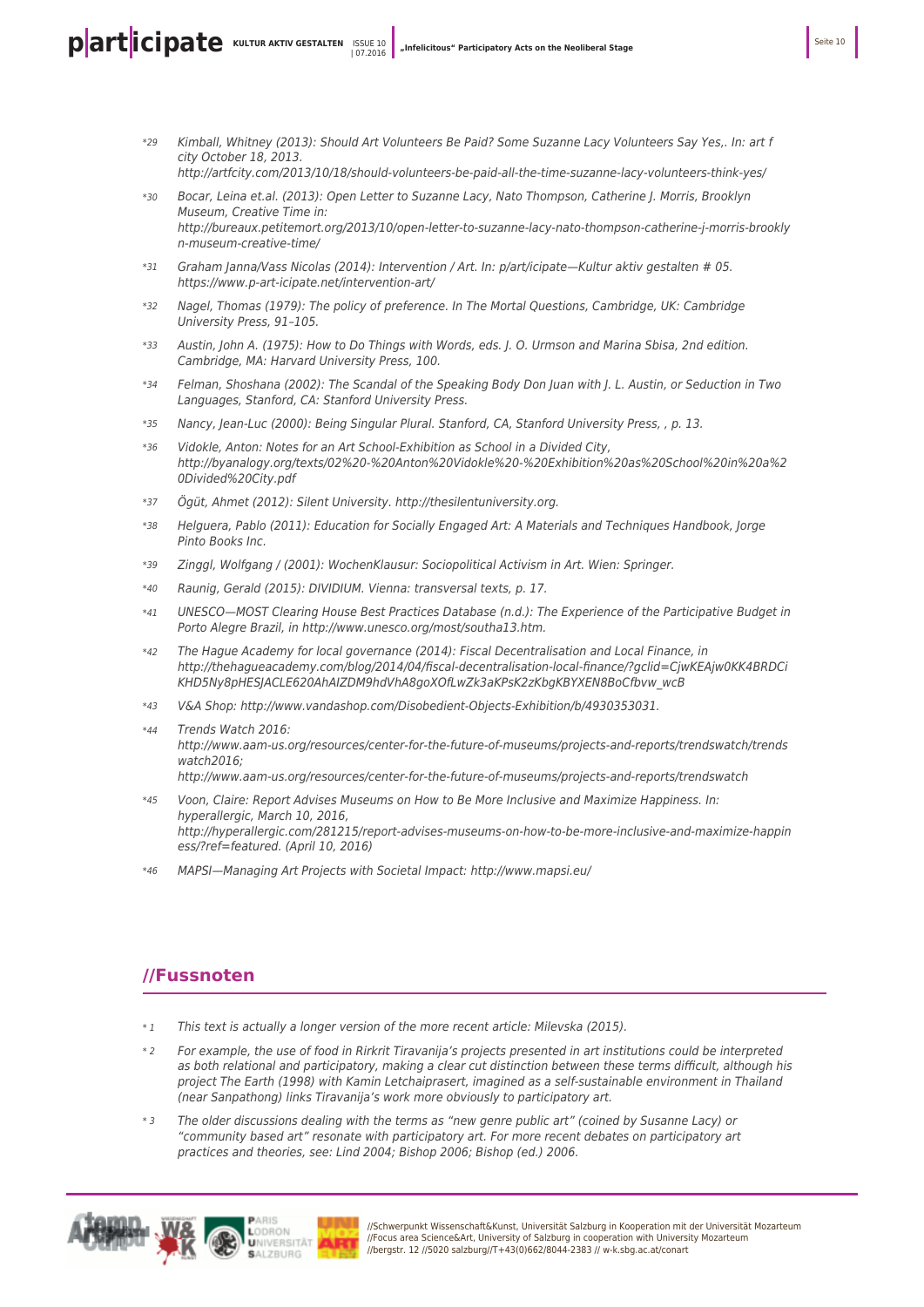*29 *Kimball, Whitney (2013): Should Art Volunteers Be Paid? Some Suzanne Lacy Volunteers Say Yes,. In: art f city October 18, 2013. http://artfcity.com/2013/10/18/should-volunteers-be-paid-all-the-time-suzanne-lacy-volunteers-think-yes/*

*30 *Bocar, Leina et.al. (2013): Open Letter to Suzanne Lacy, Nato Thompson, Catherine J. Morris, Brooklyn Museum, Creative Time in: http://bureaux.petitemort.org/2013/10/open-letter-to-suzanne-lacy-nato-thompson-catherine-j-morris-brooklyn-museum-creative-time/*

*31 *Graham Janna/Vass Nicolas (2014): Intervention / Art. In: p/art/icipate—Kultur aktiv gestalten # 05. https://www.p-art-icipate.net/intervention-art/*

*32 *Nagel, Thomas (1979): The policy of preference. In The Mortal Questions, Cambridge, UK: Cambridge University Press, 91–105.*

*33 *Austin, John A. (1975): How to Do Things with Words, eds. J. O. Urmson and Marina Sbisa, 2nd edition. Cambridge, MA: Harvard University Press, 100.*

*34 *Felman, Shoshana (2002): The Scandal of the Speaking Body Don Juan with J. L. Austin, or Seduction in Two Languages, Stanford, CA: Stanford University Press.*

*35 *Nancy, Jean-Luc (2000): Being Singular Plural. Stanford, CA, Stanford University Press, , p. 13.*

*36 *Vidokle, Anton: Notes for an Art School-Exhibition as School in a Divided City, http://byanalogy.org/texts/02%20-%20Anton%20Vidokle%20-%20Exhibition%20as%20School%20in%20a%20Divided%20City.pdf*

*37 *Ögüt, Ahmet (2012): Silent University. http://thesilentuniversity.org.*

*38 *Helguera, Pablo (2011): Education for Socially Engaged Art: A Materials and Techniques Handbook, Jorge Pinto Books Inc.*

*39 *Zinggl, Wolfgang / (2001): WochenKlausur: Sociopolitical Activism in Art. Wien: Springer.*

*40 *Raunig, Gerald (2015): DIVIDIUM. Vienna: transversal texts, p. 17.*

*41 *UNESCO—MOST Clearing House Best Practices Database (n.d.): The Experience of the Participative Budget in Porto Alegre Brazil, in http://www.unesco.org/most/southa13.htm.*

*42 *The Hague Academy for local governance (2014): Fiscal Decentralisation and Local Finance, in http://thehagueacademy.com/blog/2014/04/fiscal-decentralisation-local-finance/?gclid=CjwKEAjw0KK4BRDCiKHD5Ny8pHESJACLE620AhAIZDM9hdVhA8goXOfLwZk3aKPsK2zKbgKBYXEN8BoCfbvw_wcB*

*43 *V&A Shop: http://www.vandashop.com/Disobedient-Objects-Exhibition/b/4930353031.*

*44 *Trends Watch 2016: http://www.aam-us.org/resources/center-for-the-future-of-museums/projects-and-reports/trendswatch/trendswatch2016; http://www.aam-us.org/resources/center-for-the-future-of-museums/projects-and-reports/trendswatch*

*45 *Voon, Claire: Report Advises Museums on How to Be More Inclusive and Maximize Happiness. In: hyperallergic, March 10, 2016, http://hyperallergic.com/281215/report-advises-museums-on-how-to-be-more-inclusive-and-maximize-happiness/?ref=featured. (April 10, 2016)*

*46 *MAPSI—Managing Art Projects with Societal Impact: http://www.mapsi.eu/*

## //Fussnoten

* 1 *This text is actually a longer version of the more recent article: Milevska (2015).*

* 2 *For example, the use of food in Rirkrit Tiravanija's projects presented in art institutions could be interpreted as both relational and participatory, making a clear cut distinction between these terms difficult, although his project The Earth (1998) with Kamin Letchaiprasert, imagined as a self-sustainable environment in Thailand (near Sanpathong) links Tiravanija's work more obviously to participatory art.*

* 3 *The older discussions dealing with the terms as "new genre public art" (coined by Susanne Lacy) or "community based art" resonate with participatory art. For more recent debates on participatory art practices and theories, see: Lind 2004; Bishop 2006; Bishop (ed.) 2006.*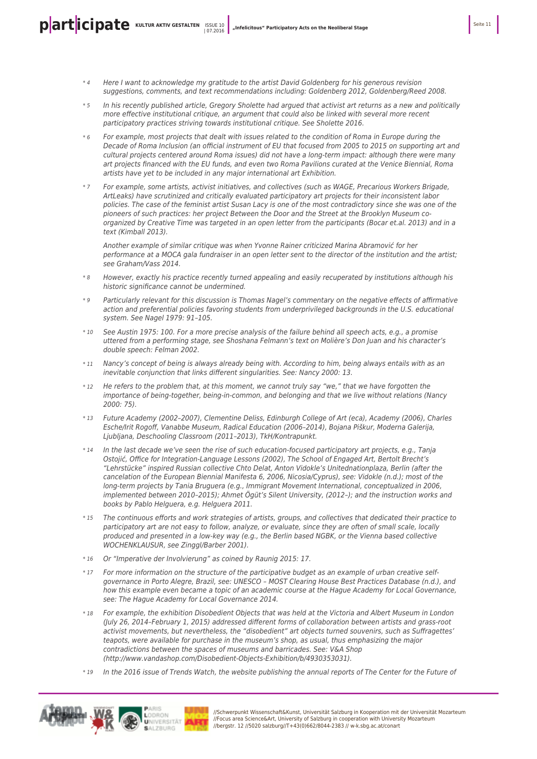*4 *Here I want to acknowledge my gratitude to the artist David Goldenberg for his generous revision suggestions, comments, and text recommendations including: Goldenberg 2012, Goldenberg/Reed 2008.*

*5 *In his recently published article, Gregory Sholette had argued that activist art returns as a new and politically more effective institutional critique, an argument that could also be linked with several more recent participatory practices striving towards institutional critique. See Sholette 2016.*

*6 *For example, most projects that dealt with issues related to the condition of Roma in Europe during the Decade of Roma Inclusion (an official instrument of EU that focused from 2005 to 2015 on supporting art and cultural projects centered around Roma issues) did not have a long-term impact: although there were many art projects financed with the EU funds, and even two Roma Pavilions curated at the Venice Biennial, Roma artists have yet to be included in any major international art Exhibition.*

*7 *For example, some artists, activist initiatives, and collectives (such as WAGE, Precarious Workers Brigade, ArtLeaks) have scrutinized and critically evaluated participatory art projects for their inconsistent labor policies. The case of the feminist artist Susan Lacy is one of the most contradictory since she was one of the pioneers of such practices: her project Between the Door and the Street at the Brooklyn Museum co-organized by Creative Time was targeted in an open letter from the participants (Bocar et.al. 2013) and in a text (Kimball 2013).*

*Another example of similar critique was when Yvonne Rainer criticized Marina Abramović for her performance at a MOCA gala fundraiser in an open letter sent to the director of the institution and the artist; see Graham/Vass 2014.*

*8 *However, exactly his practice recently turned appealing and easily recuperated by institutions although his historic significance cannot be undermined.*

*9 *Particularly relevant for this discussion is Thomas Nagel's commentary on the negative effects of affirmative action and preferential policies favoring students from underprivileged backgrounds in the U.S. educational system. See Nagel 1979: 91–105.*

*10 *See Austin 1975: 100. For a more precise analysis of the failure behind all speech acts, e.g., a promise uttered from a performing stage, see Shoshana Felmann's text on Molière's Don Juan and his character's double speech: Felman 2002.*

*11 *Nancy's concept of being is always already being with. According to him, being always entails with as an inevitable conjunction that links different singularities. See: Nancy 2000: 13.*

*12 *He refers to the problem that, at this moment, we cannot truly say "we," that we have forgotten the importance of being-together, being-in-common, and belonging and that we live without relations (Nancy 2000: 75).*

*13 *Future Academy (2002–2007), Clementine Deliss, Edinburgh College of Art (eca), Academy (2006), Charles Esche/Irit Rogoff, Vanabbe Museum, Radical Education (2006–2014), Bojana Piškur, Moderna Galerija, Ljubljana, Deschooling Classroom (2011–2013), TkH/Kontrapunkt.*

*14 *In the last decade we've seen the rise of such education-focused participatory art projects, e.g., Tanja Ostojić, Office for Integration-Language Lessons (2002), The School of Engaged Art, Bertolt Brecht's "Lehrstücke" inspired Russian collective Chto Delat, Anton Vidokle's Unitednationplaza, Berlin (after the cancelation of the European Biennial Manifesta 6, 2006, Nicosia/Cyprus), see: Vidokle (n.d.); most of the long-term projects by Tania Bruguera (e.g., Immigrant Movement International, conceptualized in 2006, implemented between 2010–2015); Ahmet Ögüt's Silent University, (2012–); and the instruction works and books by Pablo Helguera, e.g. Helguera 2011.*

*15 *The continuous efforts and work strategies of artists, groups, and collectives that dedicated their practice to participatory art are not easy to follow, analyze, or evaluate, since they are often of small scale, locally produced and presented in a low-key way (e.g., the Berlin based NGBK, or the Vienna based collective WOCHENKLAUSUR, see Zinggl/Barber 2001).*

*16 *Or "Imperative der Involvierung" as coined by Raunig 2015: 17.*

*17 *For more information on the structure of the participative budget as an example of urban creative self-governance in Porto Alegre, Brazil, see: UNESCO – MOST Clearing House Best Practices Database (n.d.), and how this example even became a topic of an academic course at the Hague Academy for Local Governance, see: The Hague Academy for Local Governance 2014.*

*18 *For example, the exhibition Disobedient Objects that was held at the Victoria and Albert Museum in London (July 26, 2014–February 1, 2015) addressed different forms of collaboration between artists and grass-root activist movements, but nevertheless, the "disobedient" art objects turned souvenirs, such as Suffragettes' teapots, were available for purchase in the museum's shop, as usual, thus emphasizing the major contradictions between the spaces of museums and barricades. See: V&A Shop (http://www.vandashop.com/Disobedient-Objects-Exhibition/b/4930353031).*

*19 *In the 2016 issue of Trends Watch, the website publishing the annual reports of The Center for the Future of*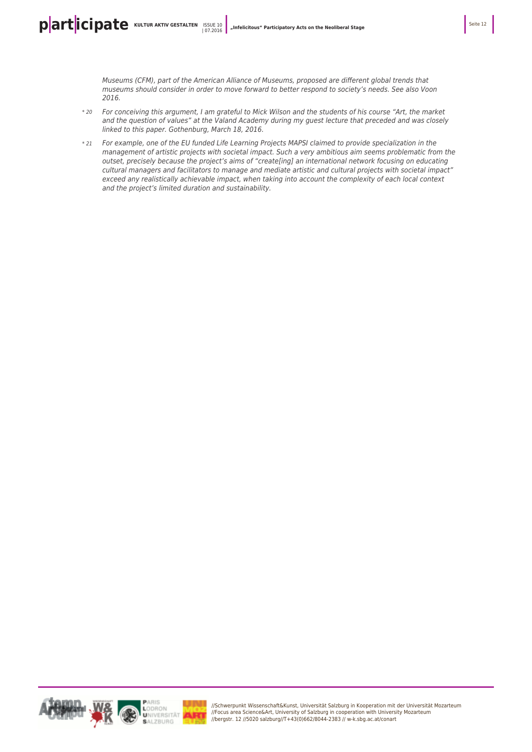*Museums (CFM), part of the American Alliance of Museums, proposed are different global trends that museums should consider in order to move forward to better respond to society's needs. See also Voon 2016.*

\* 20 *For conceiving this argument, I am grateful to Mick Wilson and the students of his course "Art, the market and the question of values" at the Valand Academy during my guest lecture that preceded and was closely linked to this paper. Gothenburg, March 18, 2016.*

\* 21 *For example, one of the EU funded Life Learning Projects MAPSI claimed to provide specialization in the management of artistic projects with societal impact. Such a very ambitious aim seems problematic from the outset, precisely because the project's aims of "create[ing] an international network focusing on educating cultural managers and facilitators to manage and mediate artistic and cultural projects with societal impact" exceed any realistically achievable impact, when taking into account the complexity of each local context and the project's limited duration and sustainability.*